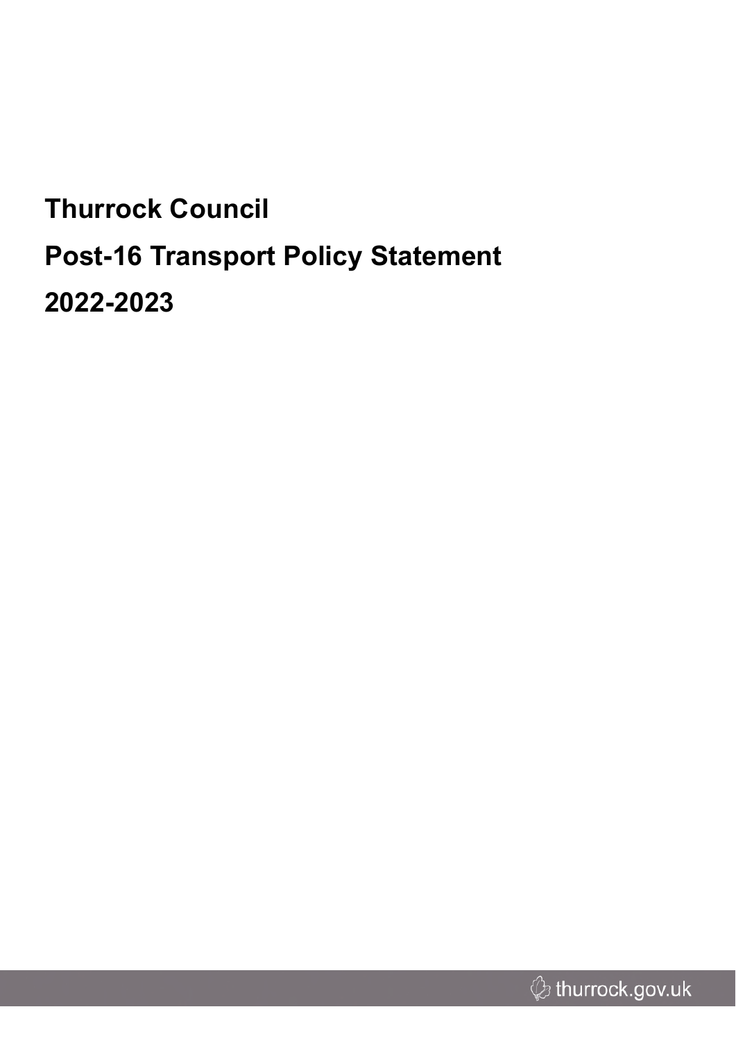# Thurrock Council

# Post-16 Transport Policy Statement

# 2022-2023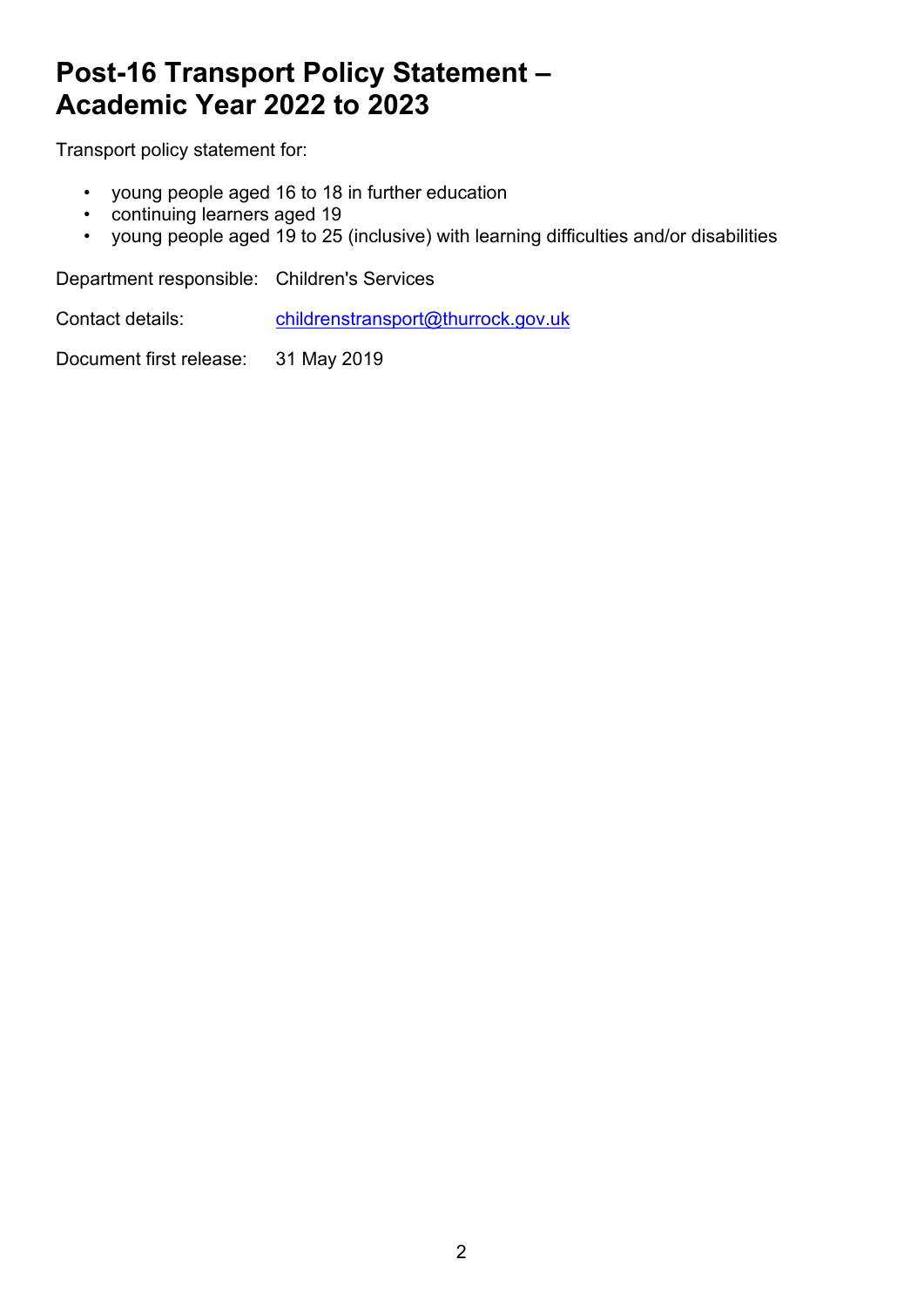# Post-16 Transport Policy Statement – Academic Year 2022 to 2023

Transport policy statement for:

- young people aged 16 to 18 in further education
- continuing learners aged 19
- young people aged 19 to 25 (inclusive) with learning difficulties and/or disabilities

Department responsible: Children's Services

Contact details: childrenstransport@thurrock.gov.uk

Document first release: 31 May 2019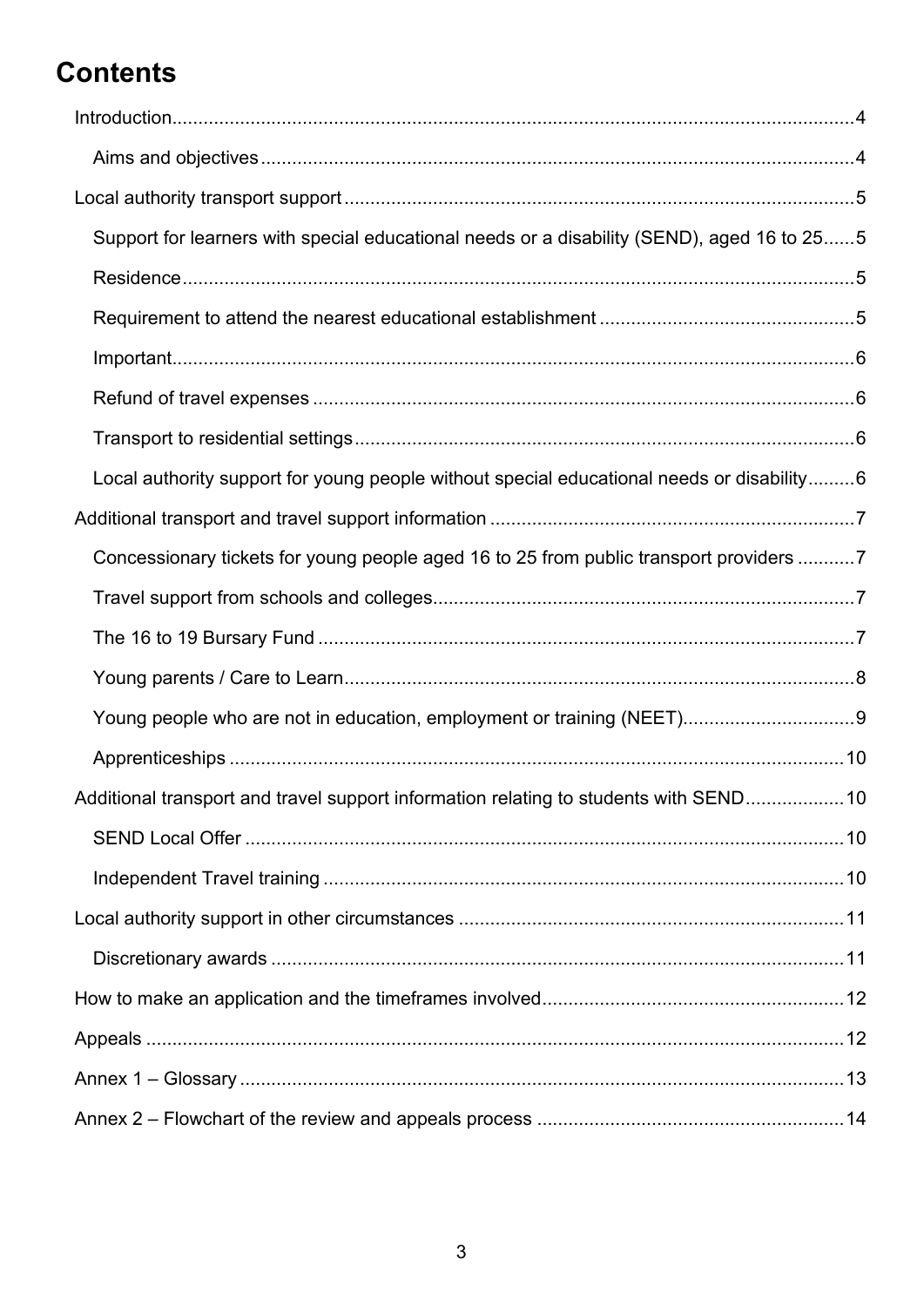# Contents

- Introduction 4
  - Aims and objectives 4
- Local authority transport support 5
  - Support for learners with special educational needs or a disability (SEND), aged 16 to 25 5
  - Residence 5
  - Requirement to attend the nearest educational establishment 5
  - Important 6
  - Refund of travel expenses 6
  - Transport to residential settings 6
  - Local authority support for young people without special educational needs or disability 6
- Additional transport and travel support information 7
  - Concessionary tickets for young people aged 16 to 25 from public transport providers 7
  - Travel support from schools and colleges 7
  - The 16 to 19 Bursary Fund 7
  - Young parents / Care to Learn 8
  - Young people who are not in education, employment or training (NEET) 9
  - Apprenticeships 10
- Additional transport and travel support information relating to students with SEND 10
  - SEND Local Offer 10
  - Independent Travel training 10
- Local authority support in other circumstances 11
  - Discretionary awards 11
- How to make an application and the timeframes involved 12
- Appeals 12
- Annex 1 – Glossary 13
- Annex 2 – Flowchart of the review and appeals process 14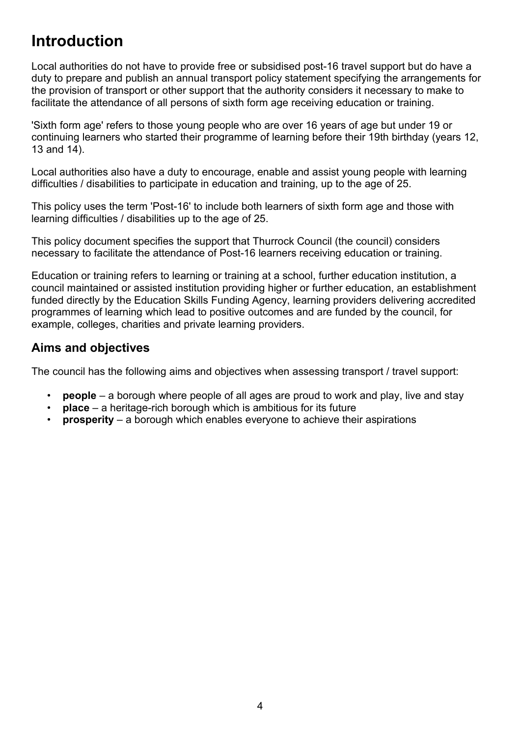# Introduction

Local authorities do not have to provide free or subsidised post-16 travel support but do have a duty to prepare and publish an annual transport policy statement specifying the arrangements for the provision of transport or other support that the authority considers it necessary to make to facilitate the attendance of all persons of sixth form age receiving education or training.

'Sixth form age' refers to those young people who are over 16 years of age but under 19 or continuing learners who started their programme of learning before their 19th birthday (years 12, 13 and 14).

Local authorities also have a duty to encourage, enable and assist young people with learning difficulties / disabilities to participate in education and training, up to the age of 25.

This policy uses the term 'Post-16' to include both learners of sixth form age and those with learning difficulties / disabilities up to the age of 25.

This policy document specifies the support that Thurrock Council (the council) considers necessary to facilitate the attendance of Post-16 learners receiving education or training.

Education or training refers to learning or training at a school, further education institution, a council maintained or assisted institution providing higher or further education, an establishment funded directly by the Education Skills Funding Agency, learning providers delivering accredited programmes of learning which lead to positive outcomes and are funded by the council, for example, colleges, charities and private learning providers.

## Aims and objectives

The council has the following aims and objectives when assessing transport / travel support:

- **people** – a borough where people of all ages are proud to work and play, live and stay
- **place** – a heritage-rich borough which is ambitious for its future
- **prosperity** – a borough which enables everyone to achieve their aspirations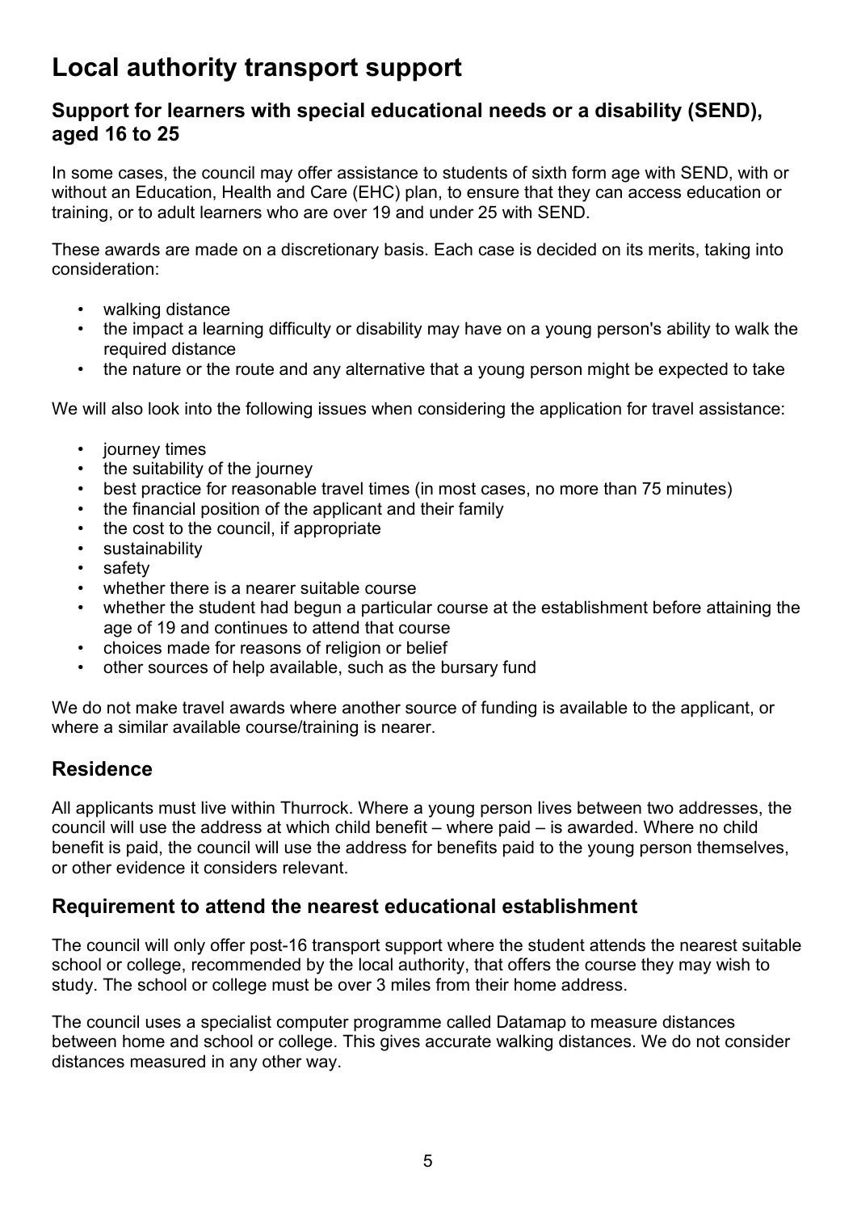# Local authority transport support

### Support for learners with special educational needs or a disability (SEND), aged 16 to 25

In some cases, the council may offer assistance to students of sixth form age with SEND, with or without an Education, Health and Care (EHC) plan, to ensure that they can access education or training, or to adult learners who are over 19 and under 25 with SEND.

These awards are made on a discretionary basis. Each case is decided on its merits, taking into consideration:

- walking distance
- the impact a learning difficulty or disability may have on a young person's ability to walk the required distance
- the nature or the route and any alternative that a young person might be expected to take

We will also look into the following issues when considering the application for travel assistance:

- journey times
- the suitability of the journey
- best practice for reasonable travel times (in most cases, no more than 75 minutes)
- the financial position of the applicant and their family
- the cost to the council, if appropriate
- sustainability
- safety
- whether there is a nearer suitable course
- whether the student had begun a particular course at the establishment before attaining the age of 19 and continues to attend that course
- choices made for reasons of religion or belief
- other sources of help available, such as the bursary fund

We do not make travel awards where another source of funding is available to the applicant, or where a similar available course/training is nearer.

## Residence

All applicants must live within Thurrock. Where a young person lives between two addresses, the council will use the address at which child benefit – where paid – is awarded. Where no child benefit is paid, the council will use the address for benefits paid to the young person themselves, or other evidence it considers relevant.

## Requirement to attend the nearest educational establishment

The council will only offer post-16 transport support where the student attends the nearest suitable school or college, recommended by the local authority, that offers the course they may wish to study. The school or college must be over 3 miles from their home address.

The council uses a specialist computer programme called Datamap to measure distances between home and school or college. This gives accurate walking distances. We do not consider distances measured in any other way.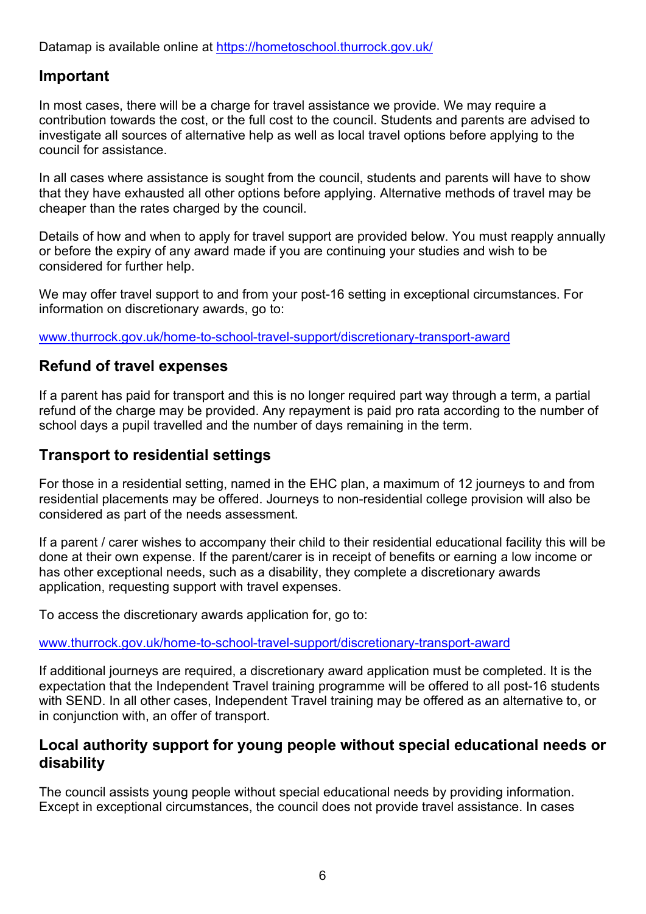Datamap is available online at [https://hometoschool.thurrock.gov.uk/](https://hometoschool.thurrock.gov.uk/)

## Important

In most cases, there will be a charge for travel assistance we provide. We may require a contribution towards the cost, or the full cost to the council. Students and parents are advised to investigate all sources of alternative help as well as local travel options before applying to the council for assistance.

In all cases where assistance is sought from the council, students and parents will have to show that they have exhausted all other options before applying. Alternative methods of travel may be cheaper than the rates charged by the council.

Details of how and when to apply for travel support are provided below. You must reapply annually or before the expiry of any award made if you are continuing your studies and wish to be considered for further help.

We may offer travel support to and from your post-16 setting in exceptional circumstances. For information on discretionary awards, go to:

[www.thurrock.gov.uk/home-to-school-travel-support/discretionary-transport-award](www.thurrock.gov.uk/home-to-school-travel-support/discretionary-transport-award)

## Refund of travel expenses

If a parent has paid for transport and this is no longer required part way through a term, a partial refund of the charge may be provided. Any repayment is paid pro rata according to the number of school days a pupil travelled and the number of days remaining in the term.

## Transport to residential settings

For those in a residential setting, named in the EHC plan, a maximum of 12 journeys to and from residential placements may be offered. Journeys to non-residential college provision will also be considered as part of the needs assessment.

If a parent / carer wishes to accompany their child to their residential educational facility this will be done at their own expense. If the parent/carer is in receipt of benefits or earning a low income or has other exceptional needs, such as a disability, they complete a discretionary awards application, requesting support with travel expenses.

To access the discretionary awards application for, go to:

[www.thurrock.gov.uk/home-to-school-travel-support/discretionary-transport-award](www.thurrock.gov.uk/home-to-school-travel-support/discretionary-transport-award)

If additional journeys are required, a discretionary award application must be completed. It is the expectation that the Independent Travel training programme will be offered to all post-16 students with SEND. In all other cases, Independent Travel training may be offered as an alternative to, or in conjunction with, an offer of transport.

## Local authority support for young people without special educational needs or disability

The council assists young people without special educational needs by providing information. Except in exceptional circumstances, the council does not provide travel assistance. In cases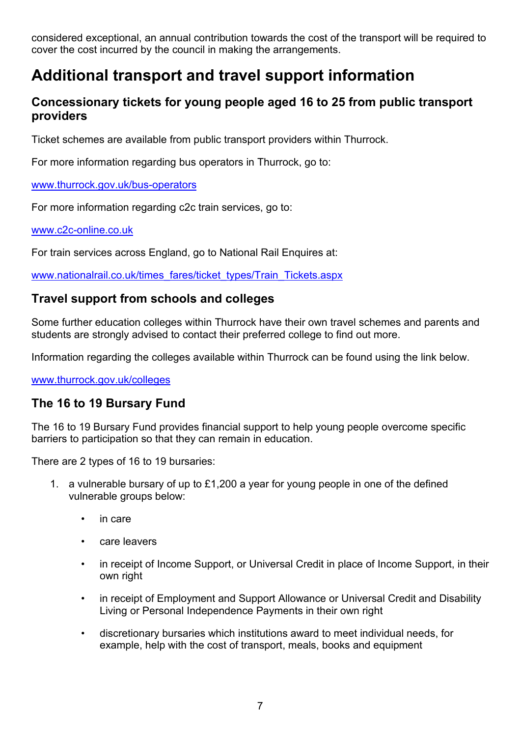considered exceptional, an annual contribution towards the cost of the transport will be required to cover the cost incurred by the council in making the arrangements.

# Additional transport and travel support information

## Concessionary tickets for young people aged 16 to 25 from public transport providers

Ticket schemes are available from public transport providers within Thurrock.

For more information regarding bus operators in Thurrock, go to:

[www.thurrock.gov.uk/bus-operators](www.thurrock.gov.uk/bus-operators)

For more information regarding c2c train services, go to:

[www.c2c-online.co.uk](www.c2c-online.co.uk)

For train services across England, go to National Rail Enquires at:

[www.nationalrail.co.uk/times_fares/ticket_types/Train_Tickets.aspx](www.nationalrail.co.uk/times_fares/ticket_types/Train_Tickets.aspx)

### Travel support from schools and colleges

Some further education colleges within Thurrock have their own travel schemes and parents and students are strongly advised to contact their preferred college to find out more.

Information regarding the colleges available within Thurrock can be found using the link below.

[www.thurrock.gov.uk/colleges](www.thurrock.gov.uk/colleges)

### The 16 to 19 Bursary Fund

The 16 to 19 Bursary Fund provides financial support to help young people overcome specific barriers to participation so that they can remain in education.

There are 2 types of 16 to 19 bursaries:

1. a vulnerable bursary of up to £1,200 a year for young people in one of the defined vulnerable groups below:

    - in care
    - care leavers
    - in receipt of Income Support, or Universal Credit in place of Income Support, in their own right
    - in receipt of Employment and Support Allowance or Universal Credit and Disability Living or Personal Independence Payments in their own right
    - discretionary bursaries which institutions award to meet individual needs, for example, help with the cost of transport, meals, books and equipment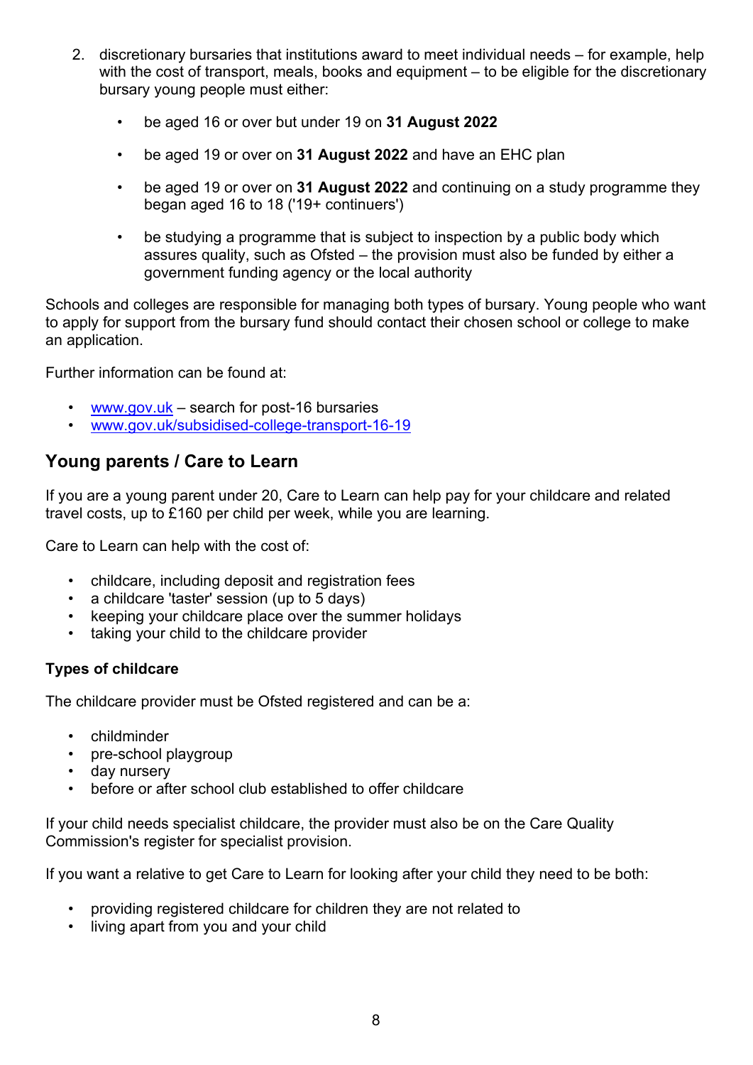2. discretionary bursaries that institutions award to meet individual needs – for example, help with the cost of transport, meals, books and equipment – to be eligible for the discretionary bursary young people must either:

    - be aged 16 or over but under 19 on **31 August 2022**
    - be aged 19 or over on **31 August 2022** and have an EHC plan
    - be aged 19 or over on **31 August 2022** and continuing on a study programme they began aged 16 to 18 ('19+ continuers')
    - be studying a programme that is subject to inspection by a public body which assures quality, such as Ofsted – the provision must also be funded by either a government funding agency or the local authority

Schools and colleges are responsible for managing both types of bursary. Young people who want to apply for support from the bursary fund should contact their chosen school or college to make an application.

Further information can be found at:

- [www.gov.uk](http://www.gov.uk) – search for post-16 bursaries
- [www.gov.uk/subsidised-college-transport-16-19](http://www.gov.uk/subsidised-college-transport-16-19)

## Young parents / Care to Learn

If you are a young parent under 20, Care to Learn can help pay for your childcare and related travel costs, up to £160 per child per week, while you are learning.

Care to Learn can help with the cost of:

- childcare, including deposit and registration fees
- a childcare 'taster' session (up to 5 days)
- keeping your childcare place over the summer holidays
- taking your child to the childcare provider

### Types of childcare

The childcare provider must be Ofsted registered and can be a:

- childminder
- pre-school playgroup
- day nursery
- before or after school club established to offer childcare

If your child needs specialist childcare, the provider must also be on the Care Quality Commission's register for specialist provision.

If you want a relative to get Care to Learn for looking after your child they need to be both:

- providing registered childcare for children they are not related to
- living apart from you and your child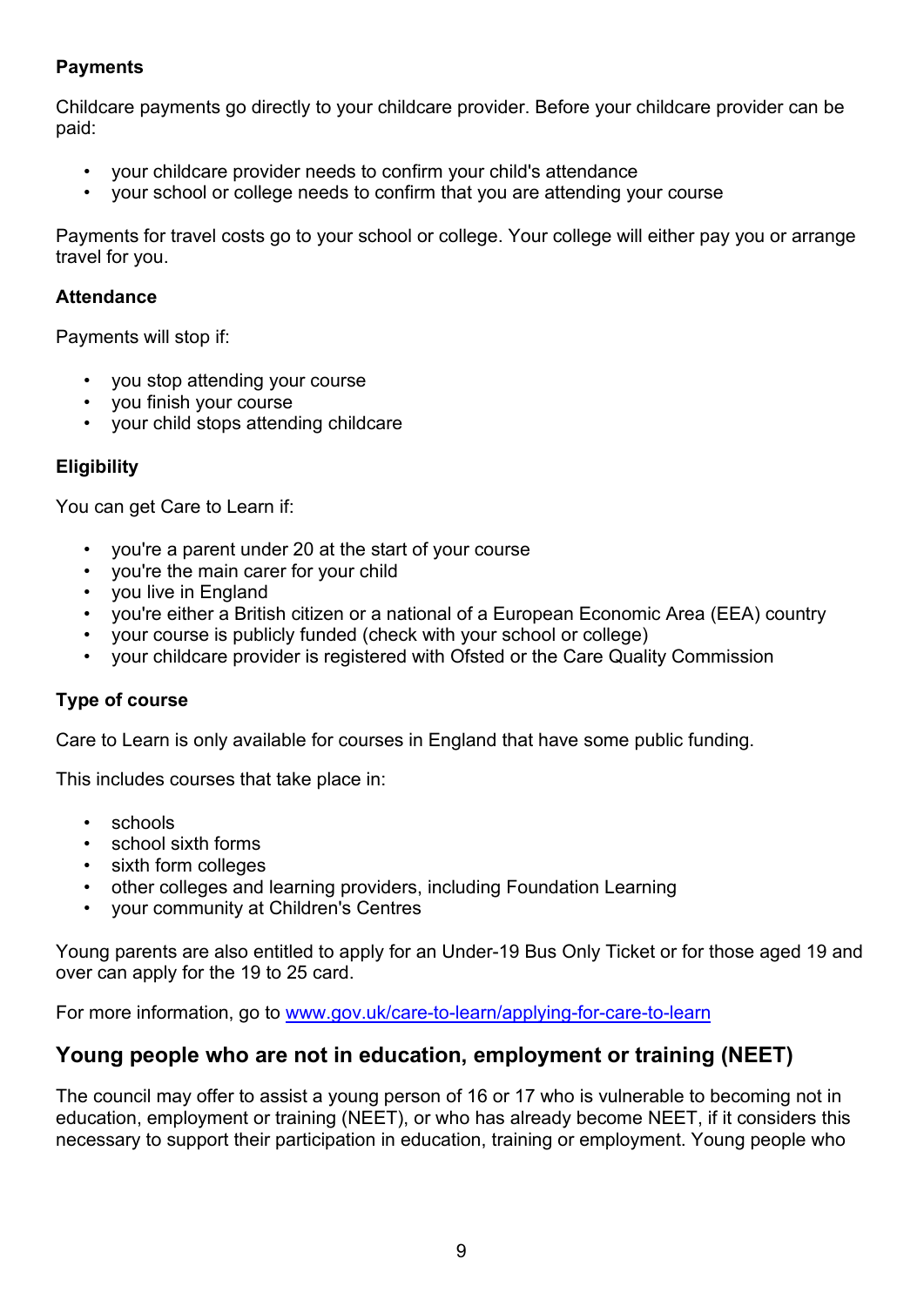**Payments**

Childcare payments go directly to your childcare provider. Before your childcare provider can be paid:

- your childcare provider needs to confirm your child's attendance
- your school or college needs to confirm that you are attending your course

Payments for travel costs go to your school or college. Your college will either pay you or arrange travel for you.

**Attendance**

Payments will stop if:

- you stop attending your course
- you finish your course
- your child stops attending childcare

**Eligibility**

You can get Care to Learn if:

- you're a parent under 20 at the start of your course
- you're the main carer for your child
- you live in England
- you're either a British citizen or a national of a European Economic Area (EEA) country
- your course is publicly funded (check with your school or college)
- your childcare provider is registered with Ofsted or the Care Quality Commission

**Type of course**

Care to Learn is only available for courses in England that have some public funding.

This includes courses that take place in:

- schools
- school sixth forms
- sixth form colleges
- other colleges and learning providers, including Foundation Learning
- your community at Children's Centres

Young parents are also entitled to apply for an Under-19 Bus Only Ticket or for those aged 19 and over can apply for the 19 to 25 card.

For more information, go to [www.gov.uk/care-to-learn/applying-for-care-to-learn](www.gov.uk/care-to-learn/applying-for-care-to-learn)

## Young people who are not in education, employment or training (NEET)

The council may offer to assist a young person of 16 or 17 who is vulnerable to becoming not in education, employment or training (NEET), or who has already become NEET, if it considers this necessary to support their participation in education, training or employment. Young people who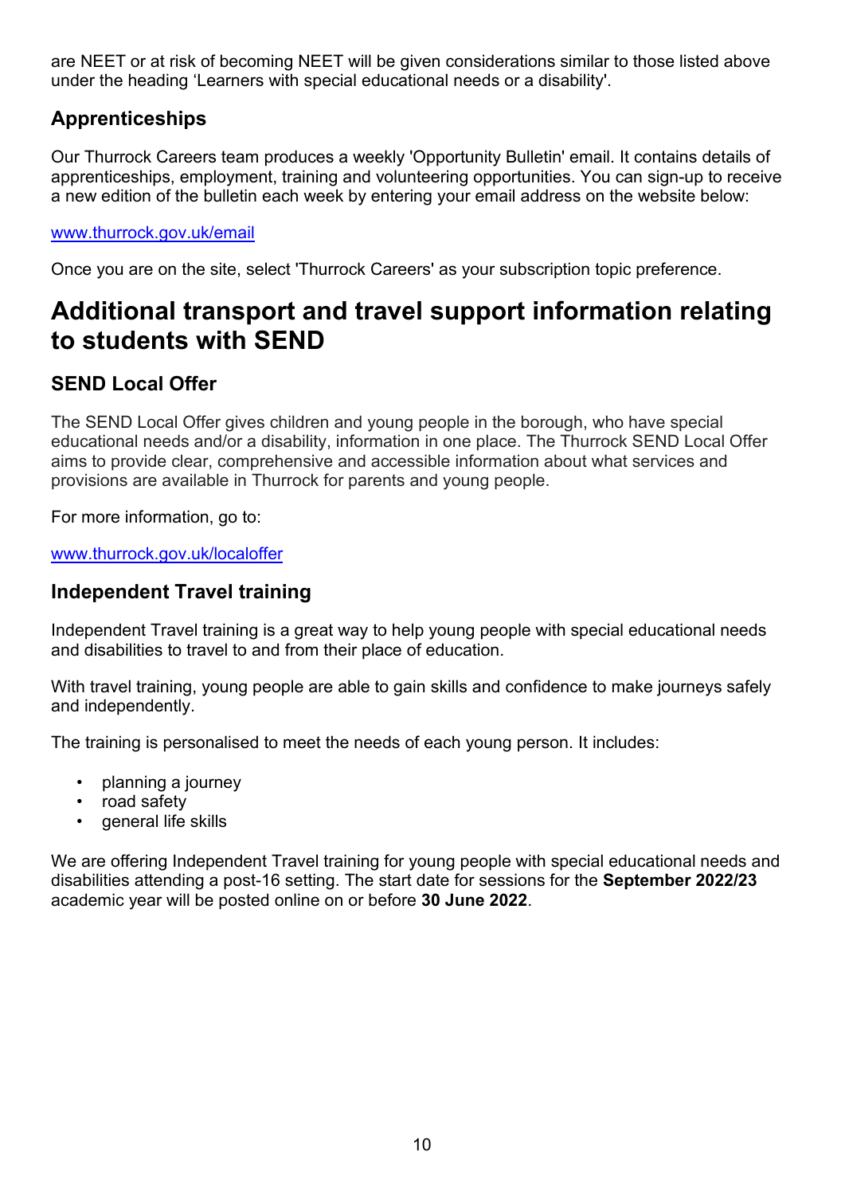are NEET or at risk of becoming NEET will be given considerations similar to those listed above under the heading 'Learners with special educational needs or a disability'.

### Apprenticeships

Our Thurrock Careers team produces a weekly 'Opportunity Bulletin' email. It contains details of apprenticeships, employment, training and volunteering opportunities. You can sign-up to receive a new edition of the bulletin each week by entering your email address on the website below:

[www.thurrock.gov.uk/email](www.thurrock.gov.uk/email)

Once you are on the site, select 'Thurrock Careers' as your subscription topic preference.

## Additional transport and travel support information relating to students with SEND

### SEND Local Offer

The SEND Local Offer gives children and young people in the borough, who have special educational needs and/or a disability, information in one place. The Thurrock SEND Local Offer aims to provide clear, comprehensive and accessible information about what services and provisions are available in Thurrock for parents and young people.

For more information, go to:

[www.thurrock.gov.uk/localoffer](www.thurrock.gov.uk/localoffer)

### Independent Travel training

Independent Travel training is a great way to help young people with special educational needs and disabilities to travel to and from their place of education.

With travel training, young people are able to gain skills and confidence to make journeys safely and independently.

The training is personalised to meet the needs of each young person. It includes:

- planning a journey
- road safety
- general life skills

We are offering Independent Travel training for young people with special educational needs and disabilities attending a post-16 setting. The start date for sessions for the **September 2022/23** academic year will be posted online on or before **30 June 2022**.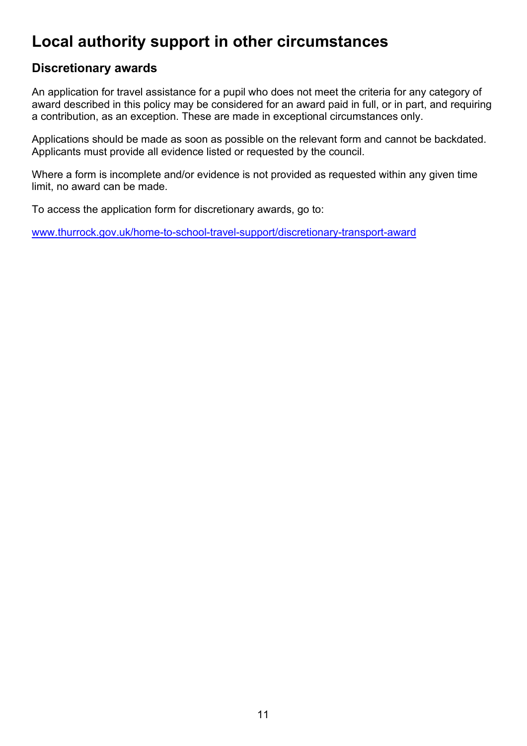# Local authority support in other circumstances

## Discretionary awards

An application for travel assistance for a pupil who does not meet the criteria for any category of award described in this policy may be considered for an award paid in full, or in part, and requiring a contribution, as an exception. These are made in exceptional circumstances only.

Applications should be made as soon as possible on the relevant form and cannot be backdated. Applicants must provide all evidence listed or requested by the council.

Where a form is incomplete and/or evidence is not provided as requested within any given time limit, no award can be made.

To access the application form for discretionary awards, go to:

[www.thurrock.gov.uk/home-to-school-travel-support/discretionary-transport-award](http://www.thurrock.gov.uk/home-to-school-travel-support/discretionary-transport-award)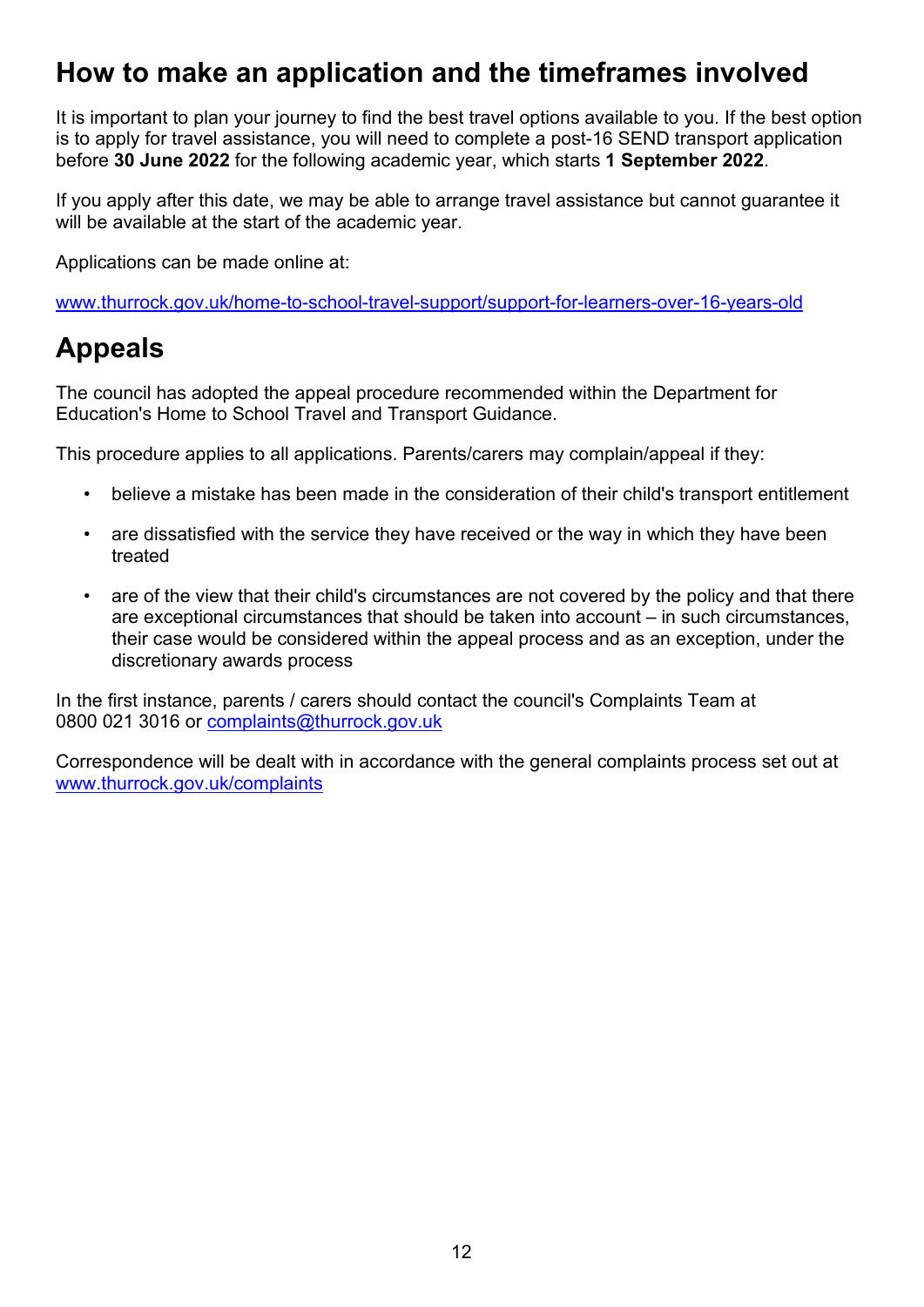## How to make an application and the timeframes involved

It is important to plan your journey to find the best travel options available to you. If the best option is to apply for travel assistance, you will need to complete a post-16 SEND transport application before **30 June 2022** for the following academic year, which starts **1 September 2022**.

If you apply after this date, we may be able to arrange travel assistance but cannot guarantee it will be available at the start of the academic year.

Applications can be made online at:

[www.thurrock.gov.uk/home-to-school-travel-support/support-for-learners-over-16-years-old](http://www.thurrock.gov.uk/home-to-school-travel-support/support-for-learners-over-16-years-old)

## Appeals

The council has adopted the appeal procedure recommended within the Department for Education's Home to School Travel and Transport Guidance.

This procedure applies to all applications. Parents/carers may complain/appeal if they:

- believe a mistake has been made in the consideration of their child's transport entitlement
- are dissatisfied with the service they have received or the way in which they have been treated
- are of the view that their child's circumstances are not covered by the policy and that there are exceptional circumstances that should be taken into account – in such circumstances, their case would be considered within the appeal process and as an exception, under the discretionary awards process

In the first instance, parents / carers should contact the council's Complaints Team at 0800 021 3016 or [complaints@thurrock.gov.uk](mailto:complaints@thurrock.gov.uk)

Correspondence will be dealt with in accordance with the general complaints process set out at [www.thurrock.gov.uk/complaints](http://www.thurrock.gov.uk/complaints)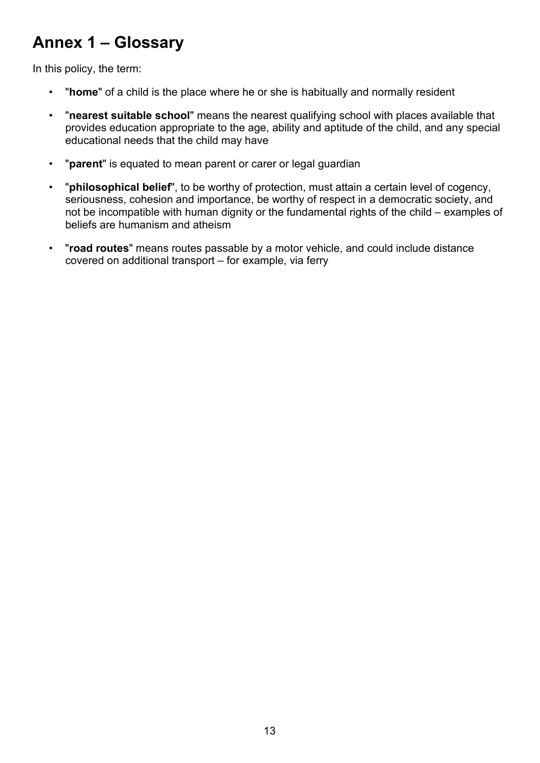# Annex 1 – Glossary

In this policy, the term:

- "**home**" of a child is the place where he or she is habitually and normally resident
- "**nearest suitable school**" means the nearest qualifying school with places available that provides education appropriate to the age, ability and aptitude of the child, and any special educational needs that the child may have
- "**parent**" is equated to mean parent or carer or legal guardian
- "**philosophical belief**", to be worthy of protection, must attain a certain level of cogency, seriousness, cohesion and importance, be worthy of respect in a democratic society, and not be incompatible with human dignity or the fundamental rights of the child – examples of beliefs are humanism and atheism
- "**road routes**" means routes passable by a motor vehicle, and could include distance covered on additional transport – for example, via ferry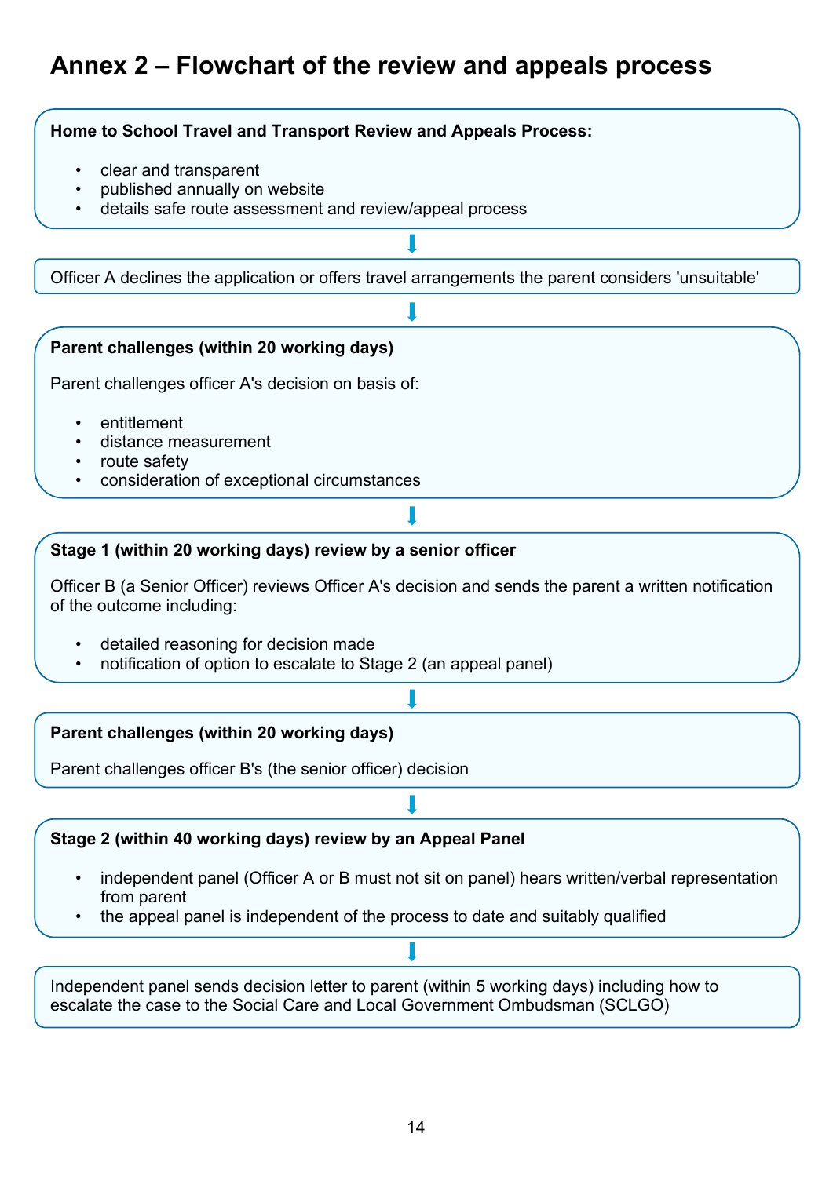## Annex 2 – Flowchart of the review and appeals process

**Home to School Travel and Transport Review and Appeals Process:**

- clear and transparent
- published annually on website
- details safe route assessment and review/appeal process

↓

Officer A declines the application or offers travel arrangements the parent considers 'unsuitable'

↓

**Parent challenges (within 20 working days)**

Parent challenges officer A's decision on basis of:

- entitlement
- distance measurement
- route safety
- consideration of exceptional circumstances

↓

**Stage 1 (within 20 working days) review by a senior officer**

Officer B (a Senior Officer) reviews Officer A's decision and sends the parent a written notification of the outcome including:

- detailed reasoning for decision made
- notification of option to escalate to Stage 2 (an appeal panel)

↓

**Parent challenges (within 20 working days)**

Parent challenges officer B's (the senior officer) decision

↓

**Stage 2 (within 40 working days) review by an Appeal Panel**

- independent panel (Officer A or B must not sit on panel) hears written/verbal representation from parent
- the appeal panel is independent of the process to date and suitably qualified

↓

Independent panel sends decision letter to parent (within 5 working days) including how to escalate the case to the Social Care and Local Government Ombudsman (SCLGO)